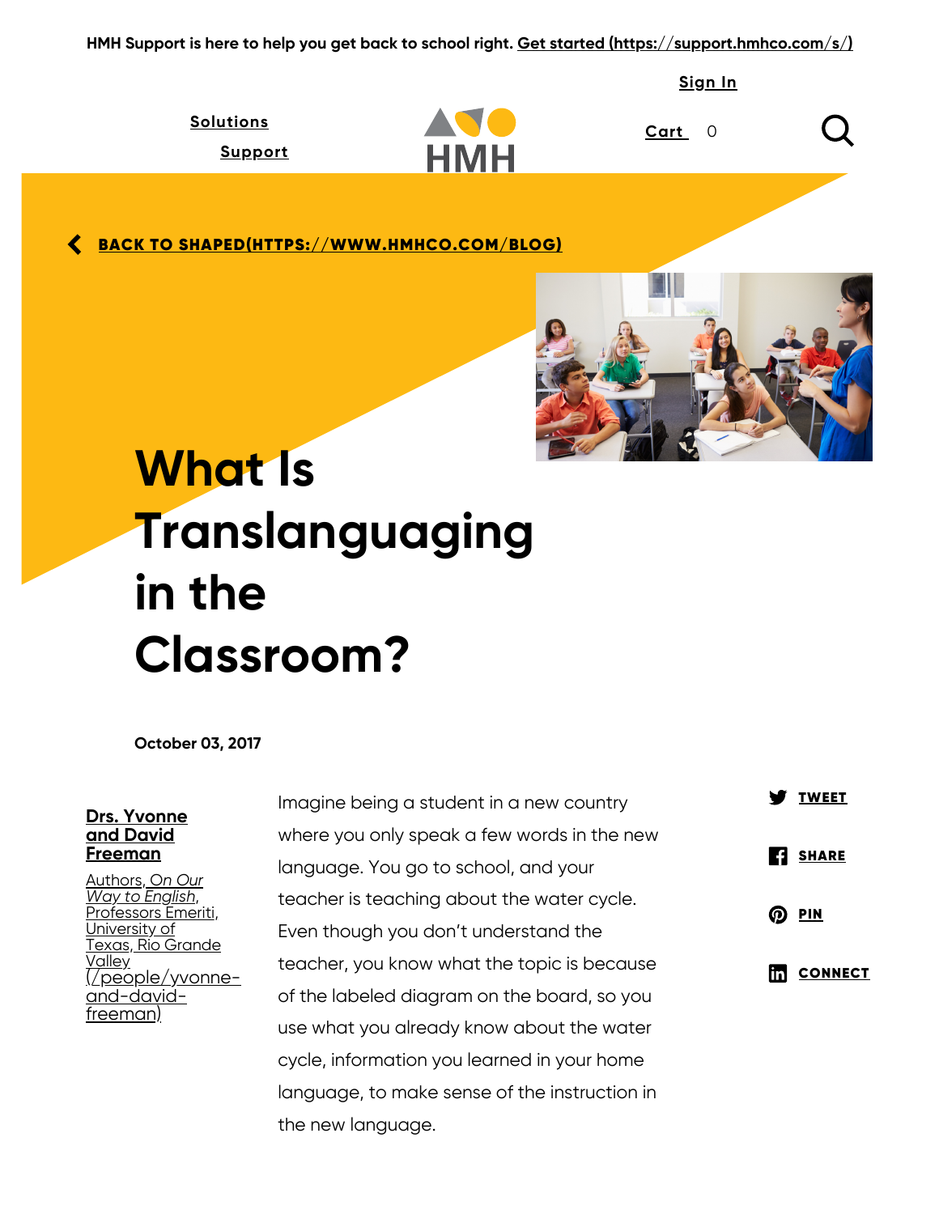HMH Support is here to help you get back to school right. Get started (https://support.hmhco.com/s/)

Sign In

Solutions

Support

Cart 0

BACK TO SHAPED(HTTPS://WWW.HMHCO.COM/BLOG)

# What Is Translanguaging in the Classroom?

October 03, 2017

**Drs. Yvonne and David Freeman**

Authors, *On Our Way to English*, Professors Emeriti, University of Texas, Rio Grande Valley (/people/yvonne-and-david-freeman)

TWEET

SHARE

PIN

CONNECT

Imagine being a student in a new country where you only speak a few words in the new language. You go to school, and your teacher is teaching about the water cycle. Even though you don't understand the teacher, you know what the topic is because of the labeled diagram on the board, so you use what you already know about the water cycle, information you learned in your home language, to make sense of the instruction in the new language.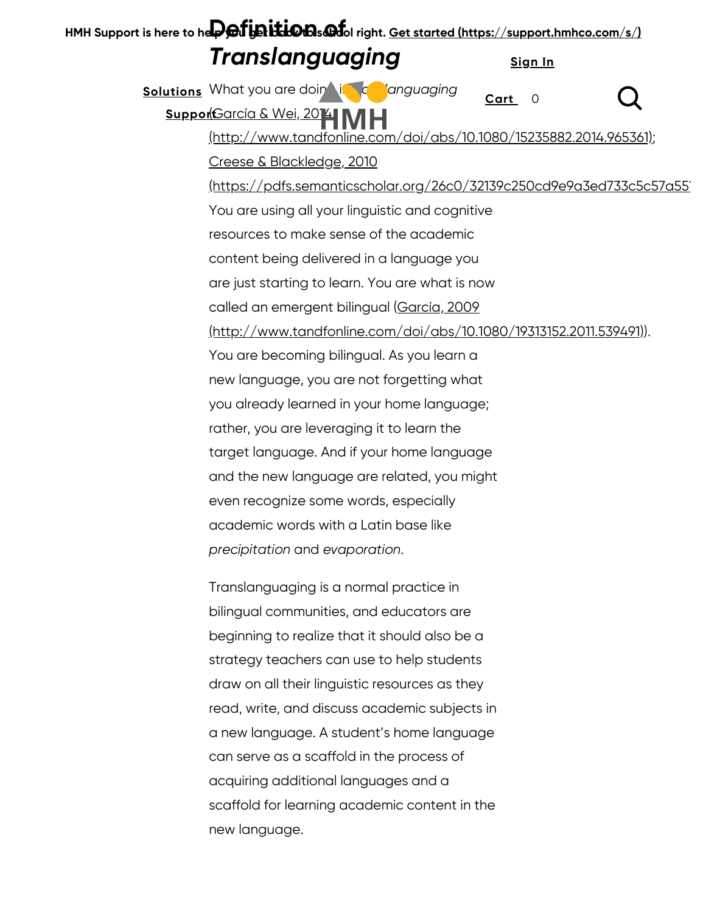## Definition of *Translanguaging*

What you are doing is *translanguaging* (García & Wei, 2014 (http://www.tandfonline.com/doi/abs/10.1080/15235882.2014.965361); Creese & Blackledge, 2010 (https://pdfs.semanticscholar.org/26c0/32139c250cd9e9a3ed733c5c57a55

You are using all your linguistic and cognitive resources to make sense of the academic content being delivered in a language you are just starting to learn. You are what is now called an emergent bilingual (García, 2009 (http://www.tandfonline.com/doi/abs/10.1080/19313152.2011.539491)). You are becoming bilingual. As you learn a new language, you are not forgetting what you already learned in your home language; rather, you are leveraging it to learn the target language. And if your home language and the new language are related, you might even recognize some words, especially academic words with a Latin base like *precipitation* and *evaporation*.

Translanguaging is a normal practice in bilingual communities, and educators are beginning to realize that it should also be a strategy teachers can use to help students draw on all their linguistic resources as they read, write, and discuss academic subjects in a new language. A student's home language can serve as a scaffold in the process of acquiring additional languages and a scaffold for learning academic content in the new language.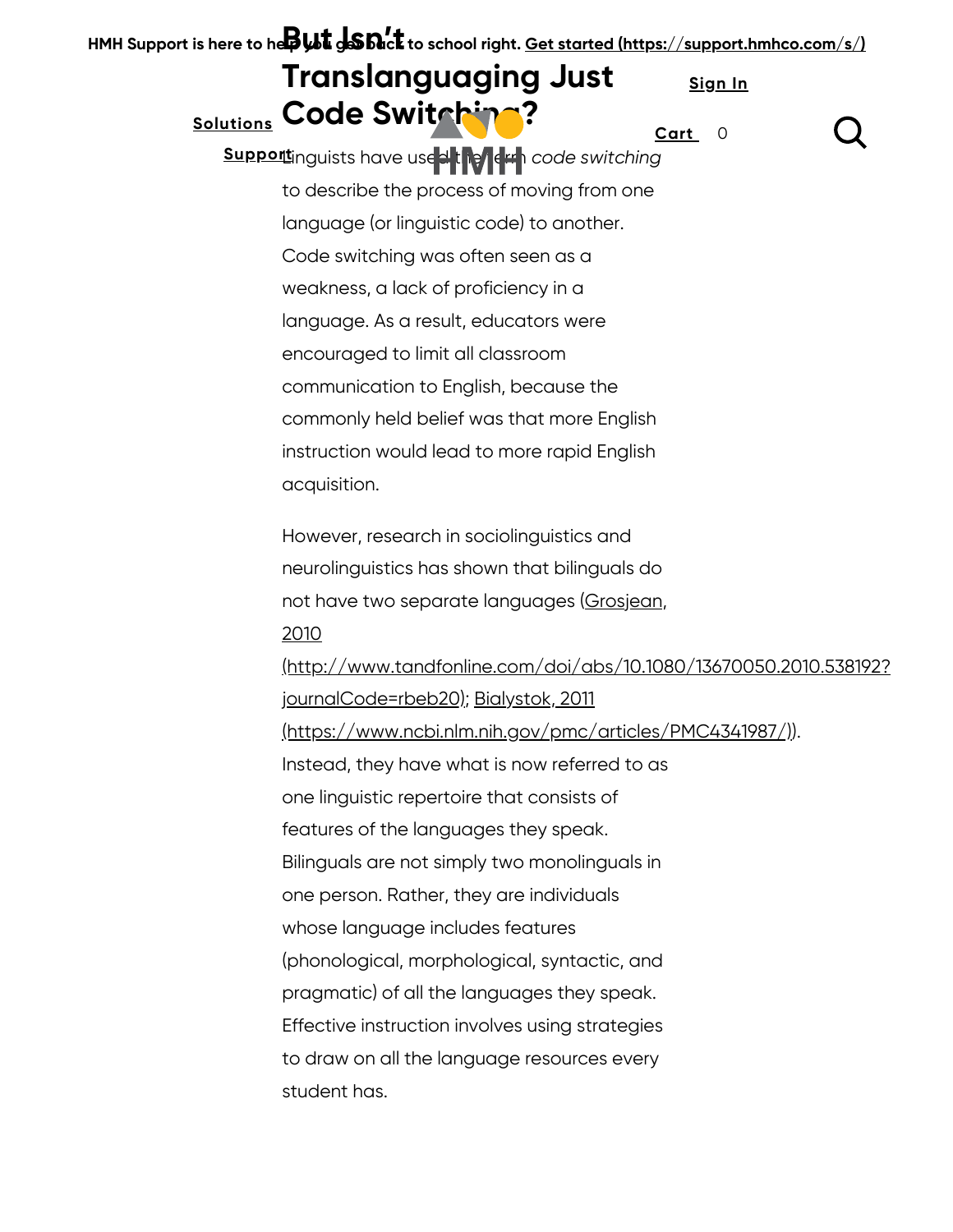## But Isn't Translanguaging Just Code Switching?

Linguists have used the term *code switching* to describe the process of moving from one language (or linguistic code) to another. Code switching was often seen as a weakness, a lack of proficiency in a language. As a result, educators were encouraged to limit all classroom communication to English, because the commonly held belief was that more English instruction would lead to more rapid English acquisition.

However, research in sociolinguistics and neurolinguistics has shown that bilinguals do not have two separate languages (Grosjean, 2010 (http://www.tandfonline.com/doi/abs/10.1080/13670050.2010.538192?journalCode=rbeb20); Bialystok, 2011 (https://www.ncbi.nlm.nih.gov/pmc/articles/PMC4341987/)). Instead, they have what is now referred to as one linguistic repertoire that consists of features of the languages they speak. Bilinguals are not simply two monolinguals in one person. Rather, they are individuals whose language includes features (phonological, morphological, syntactic, and pragmatic) of all the languages they speak. Effective instruction involves using strategies to draw on all the language resources every student has.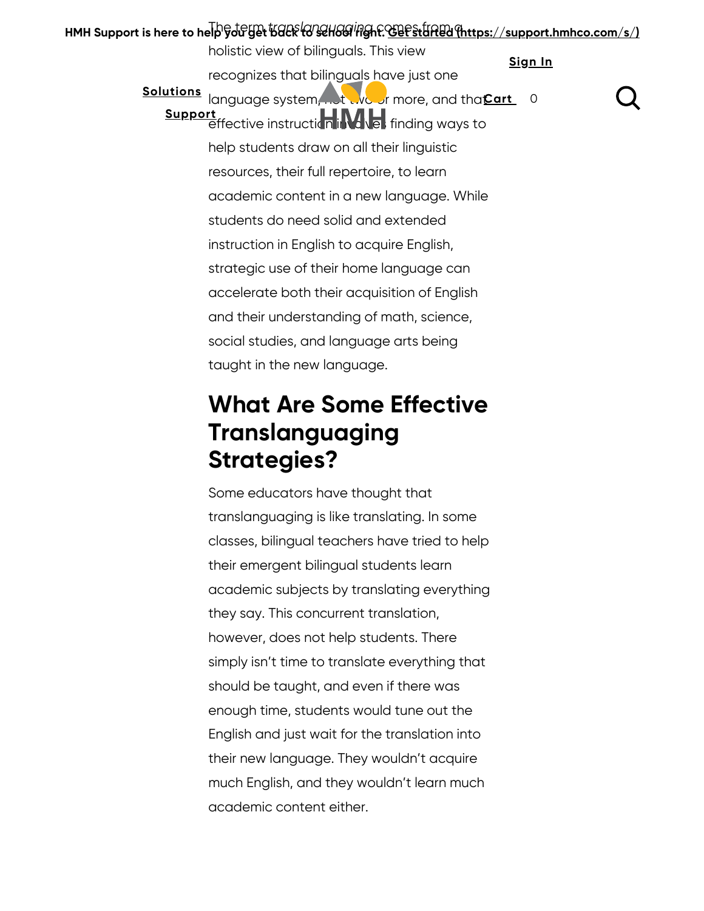The term *translanguaging* comes from a holistic view of bilinguals. This view recognizes that bilinguals have just one language system, not two or more, and that effective instruction involves finding ways to help students draw on all their linguistic resources, their full repertoire, to learn academic content in a new language. While students do need solid and extended instruction in English to acquire English, strategic use of their home language can accelerate both their acquisition of English and their understanding of math, science, social studies, and language arts being taught in the new language.

## What Are Some Effective Translanguaging Strategies?

Some educators have thought that translanguaging is like translating. In some classes, bilingual teachers have tried to help their emergent bilingual students learn academic subjects by translating everything they say. This concurrent translation, however, does not help students. There simply isn't time to translate everything that should be taught, and even if there was enough time, students would tune out the English and just wait for the translation into their new language. They wouldn't acquire much English, and they wouldn't learn much academic content either.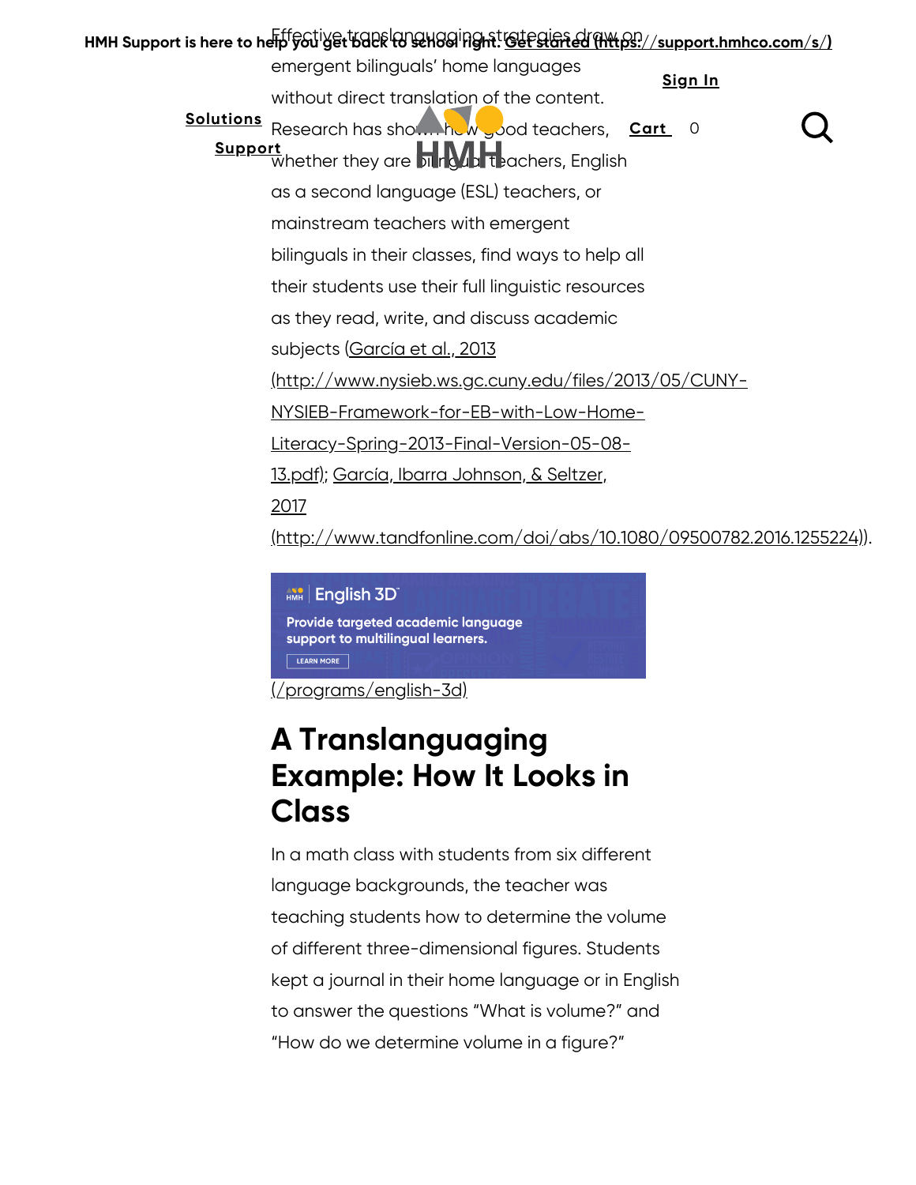Effective translanguaging strategies draw on emergent bilinguals' home languages without direct translation of the content. Research has shown how good teachers, whether they are bilingual teachers, English as a second language (ESL) teachers, or mainstream teachers with emergent bilinguals in their classes, find ways to help all their students use their full linguistic resources as they read, write, and discuss academic subjects (García et al., 2013 (http://www.nysieb.ws.gc.cuny.edu/files/2013/05/CUNY-NYSIEB-Framework-for-EB-with-Low-Home-Literacy-Spring-2013-Final-Version-05-08-13.pdf); García, Ibarra Johnson, & Seltzer, 2017 (http://www.tandfonline.com/doi/abs/10.1080/09500782.2016.1255224)).

English 3D
Provide targeted academic language support to multilingual learners.
LEARN MORE
(/programs/english-3d)

## A Translanguaging Example: How It Looks in Class

In a math class with students from six different language backgrounds, the teacher was teaching students how to determine the volume of different three-dimensional figures. Students kept a journal in their home language or in English to answer the questions "What is volume?" and "How do we determine volume in a figure?"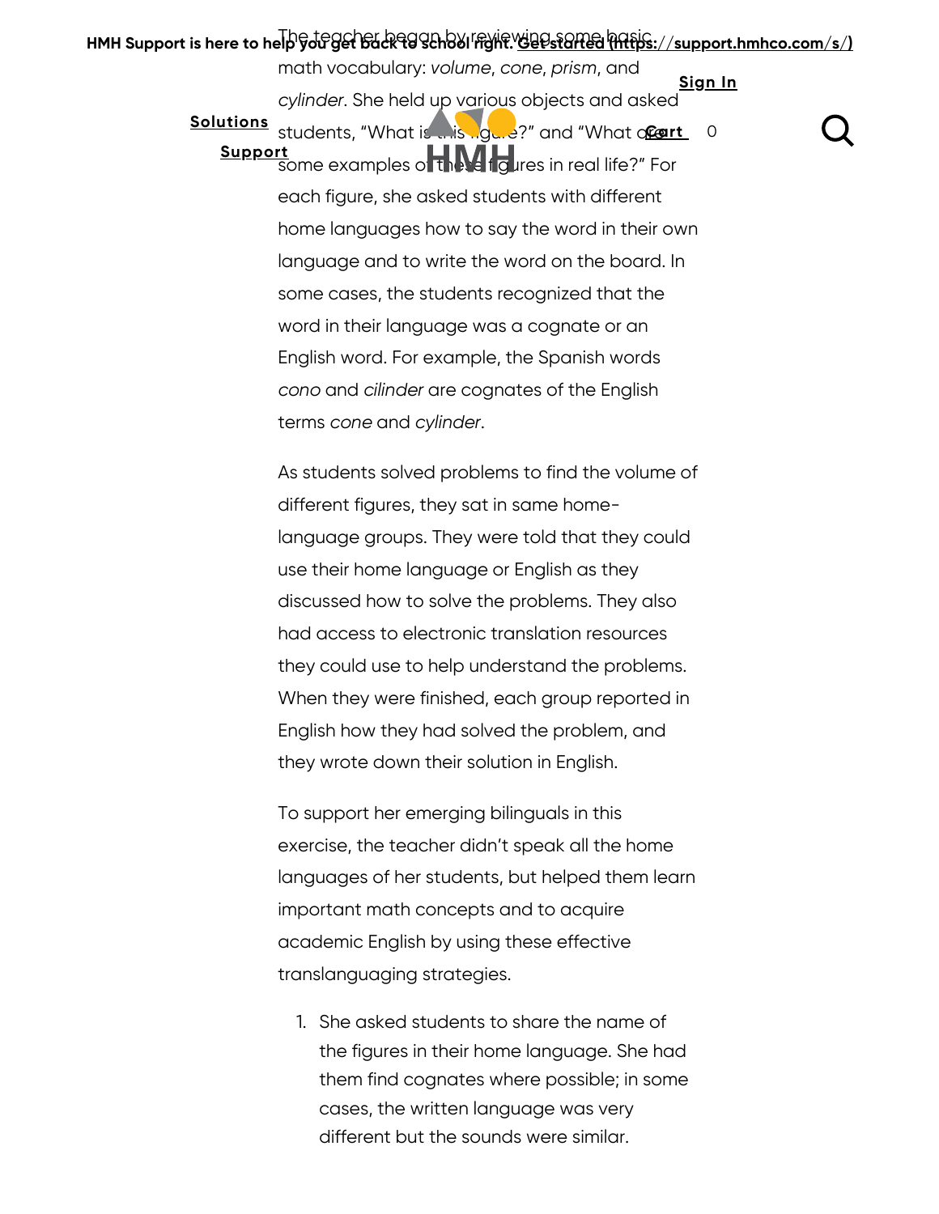The teacher began by reviewing some basic math vocabulary: *volume*, *cone*, *prism*, and *cylinder*. She held up various objects and asked students, "What is this figure?" and "What are some examples of these figures in real life?" For each figure, she asked students with different home languages how to say the word in their own language and to write the word on the board. In some cases, the students recognized that the word in their language was a cognate or an English word. For example, the Spanish words *cono* and *cilinder* are cognates of the English terms *cone* and *cylinder*.

As students solved problems to find the volume of different figures, they sat in same home-language groups. They were told that they could use their home language or English as they discussed how to solve the problems. They also had access to electronic translation resources they could use to help understand the problems. When they were finished, each group reported in English how they had solved the problem, and they wrote down their solution in English.

To support her emerging bilinguals in this exercise, the teacher didn't speak all the home languages of her students, but helped them learn important math concepts and to acquire academic English by using these effective translanguaging strategies.

1. She asked students to share the name of the figures in their home language. She had them find cognates where possible; in some cases, the written language was very different but the sounds were similar.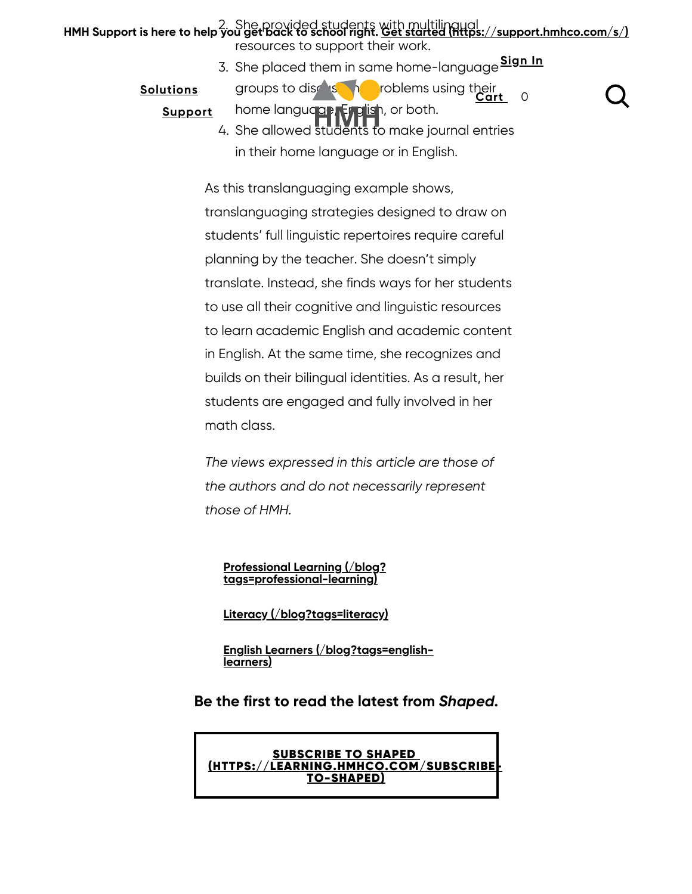2. She provided students with multilingual resources to support their work.
3. She placed them in same home-language groups to discuss the problems using their home language, English, or both.
4. She allowed students to make journal entries in their home language or in English.

As this translanguaging example shows, translanguaging strategies designed to draw on students' full linguistic repertoires require careful planning by the teacher. She doesn't simply translate. Instead, she finds ways for her students to use all their cognitive and linguistic resources to learn academic English and academic content in English. At the same time, she recognizes and builds on their bilingual identities. As a result, her students are engaged and fully involved in her math class.

*The views expressed in this article are those of the authors and do not necessarily represent those of HMH.*

**Professional Learning (/blog?tags=professional-learning)**

**Literacy (/blog?tags=literacy)**

**English Learners (/blog?tags=english-learners)**

**Be the first to read the latest from *Shaped*.**

**SUBSCRIBE TO SHAPED (HTTPS://LEARNING.HMHCO.COM/SUBSCRIBE-TO-SHAPED)**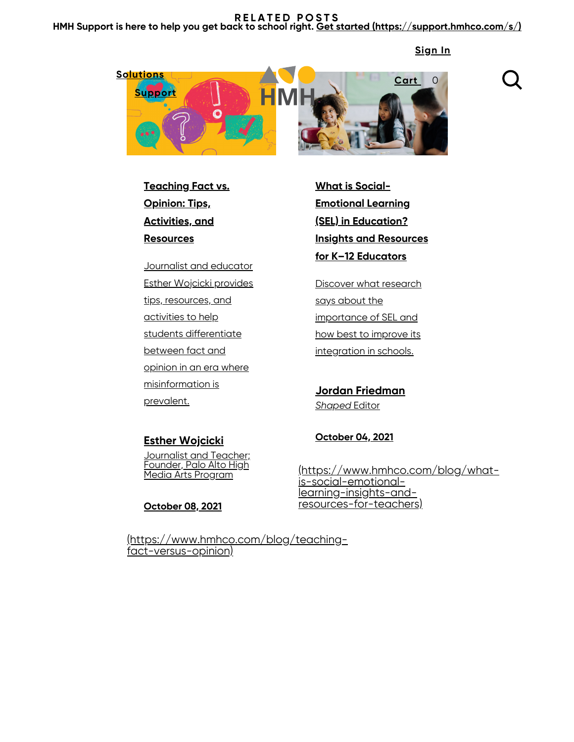## RELATED POSTS

HMH Support is here to help you get back to school right. Get started (https://support.hmhco.com/s/)

Sign In

Solutions

Support

Cart 0

**Teaching Fact vs. Opinion: Tips, Activities, and Resources**

Journalist and educator Esther Wojcicki provides tips, resources, and activities to help students differentiate between fact and opinion in an era where misinformation is prevalent.

**Esther Wojcicki**

Journalist and Teacher; Founder, Palo Alto High Media Arts Program

**October 08, 2021**

(https://www.hmhco.com/blog/teaching-fact-versus-opinion)

**What is Social-Emotional Learning (SEL) in Education? Insights and Resources for K–12 Educators**

Discover what research says about the importance of SEL and how best to improve its integration in schools.

**Jordan Friedman**

*Shaped* Editor

**October 04, 2021**

(https://www.hmhco.com/blog/what-is-social-emotional-learning-insights-and-resources-for-teachers)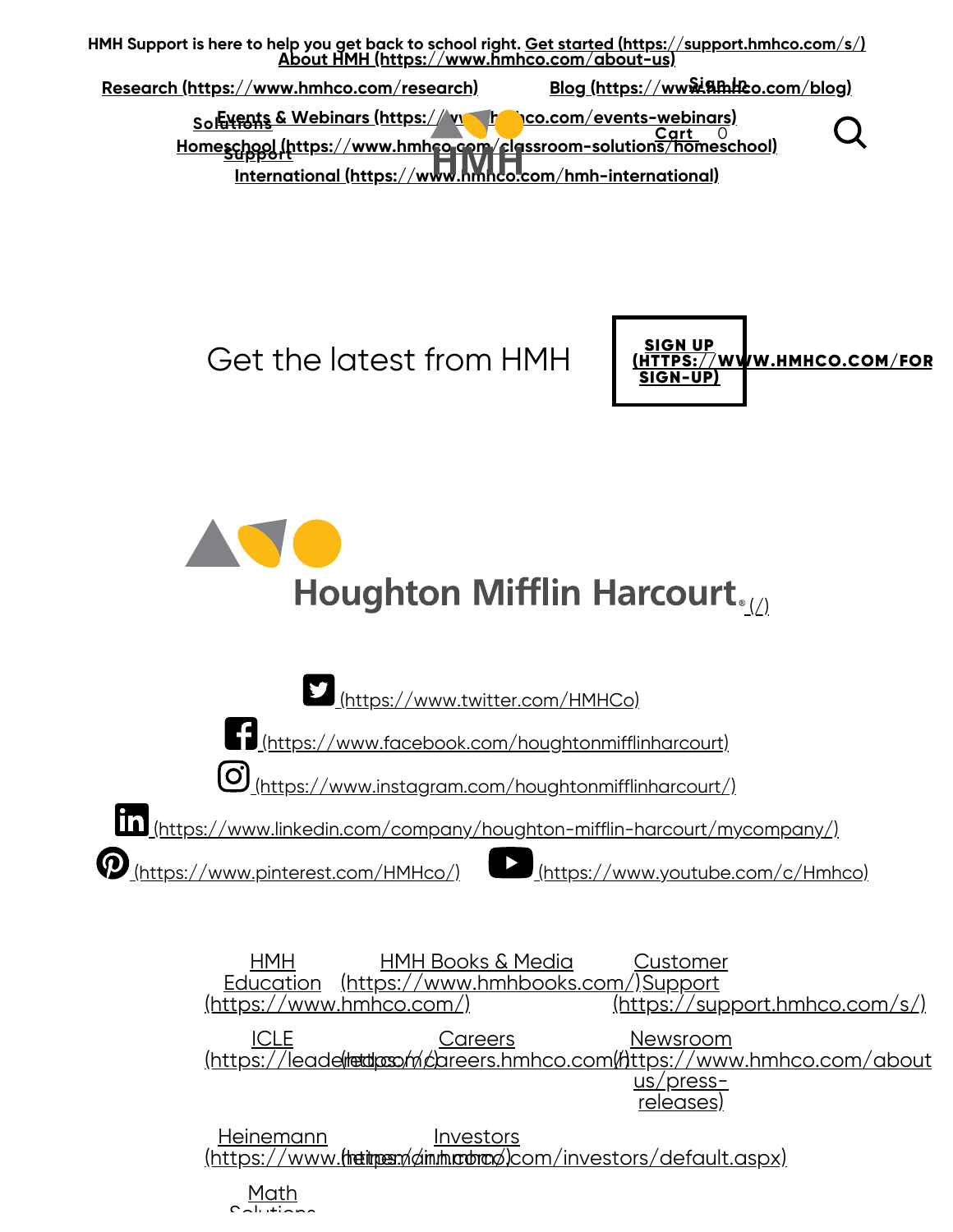HMH Support is here to help you get back to school right. Get started (https://support.hmhco.com/s/)

About HMH (https://www.hmhco.com/about-us)

Research (https://www.hmhco.com/research)

Blog (https://www.hmhco.com/blog)

Sign In

Solutions

Events & Webinars (https://www.hmhco.com/events-webinars)

Cart 0

Support

Homeschool (https://www.hmhco.com/classroom-solutions/homeschool)

International (https://www.hmhco.com/hmh-international)

Get the latest from HMH

SIGN UP (HTTPS://WWW.HMHCO.COM/FOR SIGN-UP)

Houghton Mifflin Harcourt® (/)

(https://www.twitter.com/HMHCo)

(https://www.facebook.com/houghtonmifflinharcourt)

(https://www.instagram.com/houghtonmifflinharcourt/)

(https://www.linkedin.com/company/houghton-mifflin-harcourt/mycompany/)

(https://www.pinterest.com/HMHco/)

(https://www.youtube.com/c/Hmhco)

HMH Education (https://www.hmhco.com/)

HMH Books & Media (https://www.hmhbooks.com/)

Customer Support (https://support.hmhco.com/s/)

ICLE (https://leadered.com/)

Careers (https://careers.hmhco.com/)

Newsroom (https://www.hmhco.com/about-us/press-releases)

Heinemann (https://www.heinemann.com/)

Investors (https://ir.hmhco.com/investors/default.aspx)

Math Solutions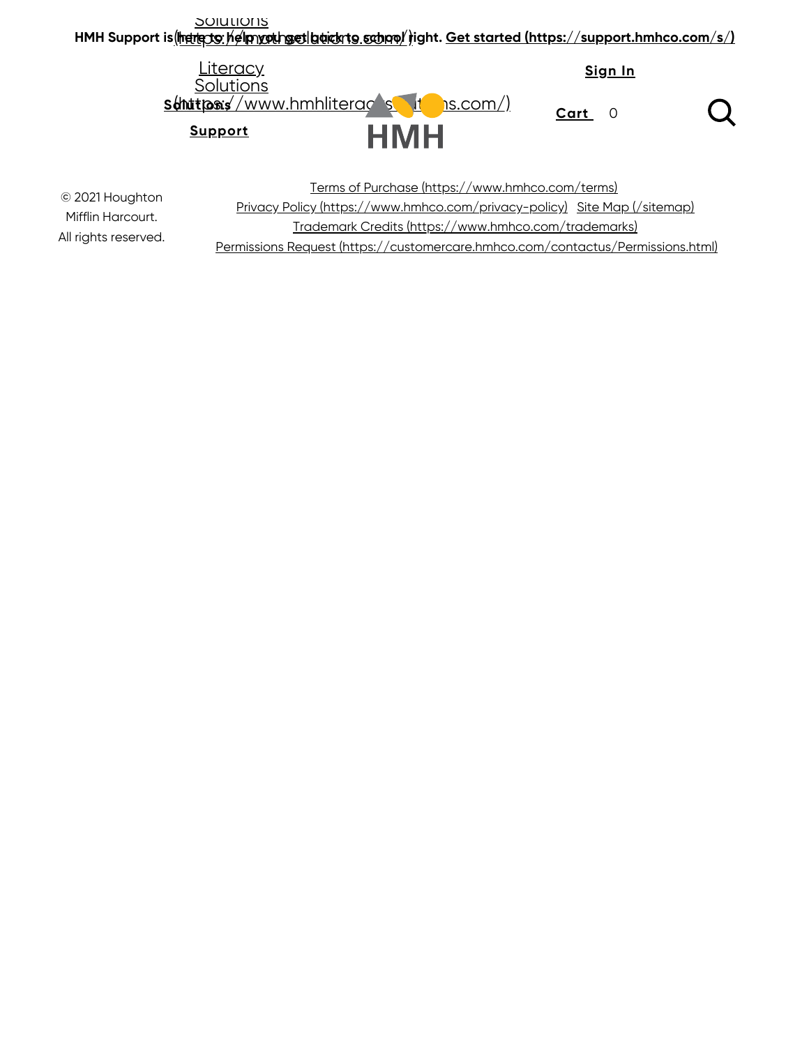HMH Support is here to help you get back to school right. **Get started (https://support.hmhco.com/s/)**

Solutions (https://hmhsolutions.com/)

Literacy Solutions (https://www.hmhliteracysolutions.com/)

**Solutions**

**Support**

**Sign In**

**Cart** 0

© 2021 Houghton Mifflin Harcourt. All rights reserved.

Terms of Purchase (https://www.hmhco.com/terms)

Privacy Policy (https://www.hmhco.com/privacy-policy) Site Map (/sitemap)

Trademark Credits (https://www.hmhco.com/trademarks)

Permissions Request (https://customercare.hmhco.com/contactus/Permissions.html)